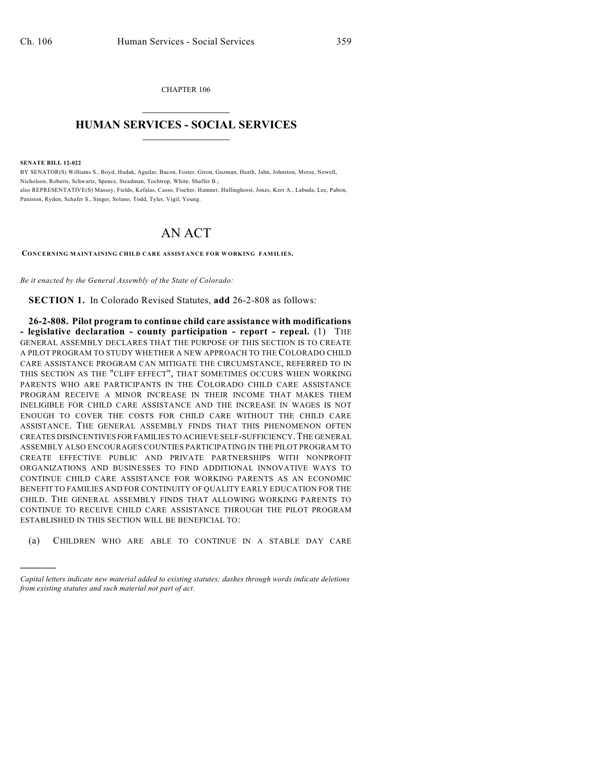CHAPTER 106

# HUMAN SERVICES - SOCIAL SERVICES

**SENATE BILL 12-022**

BY SENATOR(S) Williams S., Boyd, Hudak, Aguilar, Bacon, Foster, Giron, Guzman, Heath, Jahn, Johnston, Morse, Newell, Nicholson, Roberts, Schwartz, Spence, Steadman, Tochtrop, White, Shaffer B.;
also REPRESENTATIVE(S) Massey, Fields, Kefalas, Casso, Fischer, Hamner, Hullinghorst, Jones, Kerr A., Labuda, Lee, Pabon, Peniston, Ryden, Schafer S., Singer, Solano, Todd, Tyler, Vigil, Young.

# AN ACT

**CONCERNING MAINTAINING CHILD CARE ASSISTANCE FOR WORKING FAMILIES.**

*Be it enacted by the General Assembly of the State of Colorado:*

**SECTION 1.** In Colorado Revised Statutes, **add** 26-2-808 as follows:

**26-2-808. Pilot program to continue child care assistance with modifications - legislative declaration - county participation - report - repeal.** (1) THE GENERAL ASSEMBLY DECLARES THAT THE PURPOSE OF THIS SECTION IS TO CREATE A PILOT PROGRAM TO STUDY WHETHER A NEW APPROACH TO THE COLORADO CHILD CARE ASSISTANCE PROGRAM CAN MITIGATE THE CIRCUMSTANCE, REFERRED TO IN THIS SECTION AS THE "CLIFF EFFECT", THAT SOMETIMES OCCURS WHEN WORKING PARENTS WHO ARE PARTICIPANTS IN THE COLORADO CHILD CARE ASSISTANCE PROGRAM RECEIVE A MINOR INCREASE IN THEIR INCOME THAT MAKES THEM INELIGIBLE FOR CHILD CARE ASSISTANCE AND THE INCREASE IN WAGES IS NOT ENOUGH TO COVER THE COSTS FOR CHILD CARE WITHOUT THE CHILD CARE ASSISTANCE. THE GENERAL ASSEMBLY FINDS THAT THIS PHENOMENON OFTEN CREATES DISINCENTIVES FOR FAMILIES TO ACHIEVE SELF-SUFFICIENCY. THE GENERAL ASSEMBLY ALSO ENCOURAGES COUNTIES PARTICIPATING IN THE PILOT PROGRAM TO CREATE EFFECTIVE PUBLIC AND PRIVATE PARTNERSHIPS WITH NONPROFIT ORGANIZATIONS AND BUSINESSES TO FIND ADDITIONAL INNOVATIVE WAYS TO CONTINUE CHILD CARE ASSISTANCE FOR WORKING PARENTS AS AN ECONOMIC BENEFIT TO FAMILIES AND FOR CONTINUITY OF QUALITY EARLY EDUCATION FOR THE CHILD. THE GENERAL ASSEMBLY FINDS THAT ALLOWING WORKING PARENTS TO CONTINUE TO RECEIVE CHILD CARE ASSISTANCE THROUGH THE PILOT PROGRAM ESTABLISHED IN THIS SECTION WILL BE BENEFICIAL TO:

(a) CHILDREN WHO ARE ABLE TO CONTINUE IN A STABLE DAY CARE

*Capital letters indicate new material added to existing statutes; dashes through words indicate deletions from existing statutes and such material not part of act.*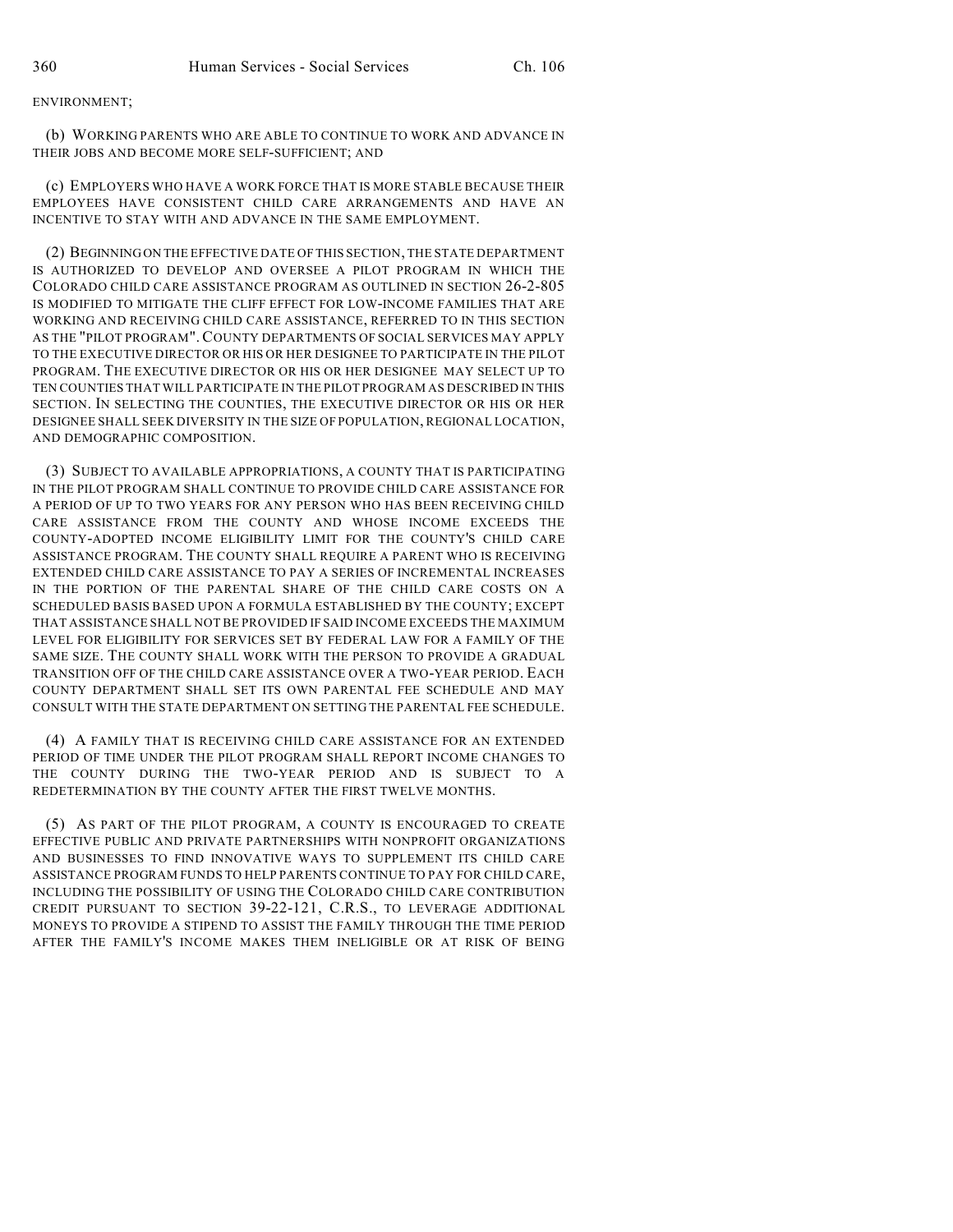ENVIRONMENT;

(b) WORKING PARENTS WHO ARE ABLE TO CONTINUE TO WORK AND ADVANCE IN THEIR JOBS AND BECOME MORE SELF-SUFFICIENT; AND

(c) EMPLOYERS WHO HAVE A WORK FORCE THAT IS MORE STABLE BECAUSE THEIR EMPLOYEES HAVE CONSISTENT CHILD CARE ARRANGEMENTS AND HAVE AN INCENTIVE TO STAY WITH AND ADVANCE IN THE SAME EMPLOYMENT.

(2) BEGINNING ON THE EFFECTIVE DATE OF THIS SECTION, THE STATE DEPARTMENT IS AUTHORIZED TO DEVELOP AND OVERSEE A PILOT PROGRAM IN WHICH THE COLORADO CHILD CARE ASSISTANCE PROGRAM AS OUTLINED IN SECTION 26-2-805 IS MODIFIED TO MITIGATE THE CLIFF EFFECT FOR LOW-INCOME FAMILIES THAT ARE WORKING AND RECEIVING CHILD CARE ASSISTANCE, REFERRED TO IN THIS SECTION AS THE "PILOT PROGRAM". COUNTY DEPARTMENTS OF SOCIAL SERVICES MAY APPLY TO THE EXECUTIVE DIRECTOR OR HIS OR HER DESIGNEE TO PARTICIPATE IN THE PILOT PROGRAM. THE EXECUTIVE DIRECTOR OR HIS OR HER DESIGNEE MAY SELECT UP TO TEN COUNTIES THAT WILL PARTICIPATE IN THE PILOT PROGRAM AS DESCRIBED IN THIS SECTION. IN SELECTING THE COUNTIES, THE EXECUTIVE DIRECTOR OR HIS OR HER DESIGNEE SHALL SEEK DIVERSITY IN THE SIZE OF POPULATION, REGIONAL LOCATION, AND DEMOGRAPHIC COMPOSITION.

(3) SUBJECT TO AVAILABLE APPROPRIATIONS, A COUNTY THAT IS PARTICIPATING IN THE PILOT PROGRAM SHALL CONTINUE TO PROVIDE CHILD CARE ASSISTANCE FOR A PERIOD OF UP TO TWO YEARS FOR ANY PERSON WHO HAS BEEN RECEIVING CHILD CARE ASSISTANCE FROM THE COUNTY AND WHOSE INCOME EXCEEDS THE COUNTY-ADOPTED INCOME ELIGIBILITY LIMIT FOR THE COUNTY'S CHILD CARE ASSISTANCE PROGRAM. THE COUNTY SHALL REQUIRE A PARENT WHO IS RECEIVING EXTENDED CHILD CARE ASSISTANCE TO PAY A SERIES OF INCREMENTAL INCREASES IN THE PORTION OF THE PARENTAL SHARE OF THE CHILD CARE COSTS ON A SCHEDULED BASIS BASED UPON A FORMULA ESTABLISHED BY THE COUNTY; EXCEPT THAT ASSISTANCE SHALL NOT BE PROVIDED IF SAID INCOME EXCEEDS THE MAXIMUM LEVEL FOR ELIGIBILITY FOR SERVICES SET BY FEDERAL LAW FOR A FAMILY OF THE SAME SIZE. THE COUNTY SHALL WORK WITH THE PERSON TO PROVIDE A GRADUAL TRANSITION OFF OF THE CHILD CARE ASSISTANCE OVER A TWO-YEAR PERIOD. EACH COUNTY DEPARTMENT SHALL SET ITS OWN PARENTAL FEE SCHEDULE AND MAY CONSULT WITH THE STATE DEPARTMENT ON SETTING THE PARENTAL FEE SCHEDULE.

(4) A FAMILY THAT IS RECEIVING CHILD CARE ASSISTANCE FOR AN EXTENDED PERIOD OF TIME UNDER THE PILOT PROGRAM SHALL REPORT INCOME CHANGES TO THE COUNTY DURING THE TWO-YEAR PERIOD AND IS SUBJECT TO A REDETERMINATION BY THE COUNTY AFTER THE FIRST TWELVE MONTHS.

(5) AS PART OF THE PILOT PROGRAM, A COUNTY IS ENCOURAGED TO CREATE EFFECTIVE PUBLIC AND PRIVATE PARTNERSHIPS WITH NONPROFIT ORGANIZATIONS AND BUSINESSES TO FIND INNOVATIVE WAYS TO SUPPLEMENT ITS CHILD CARE ASSISTANCE PROGRAM FUNDS TO HELP PARENTS CONTINUE TO PAY FOR CHILD CARE, INCLUDING THE POSSIBILITY OF USING THE COLORADO CHILD CARE CONTRIBUTION CREDIT PURSUANT TO SECTION 39-22-121, C.R.S., TO LEVERAGE ADDITIONAL MONEYS TO PROVIDE A STIPEND TO ASSIST THE FAMILY THROUGH THE TIME PERIOD AFTER THE FAMILY'S INCOME MAKES THEM INELIGIBLE OR AT RISK OF BEING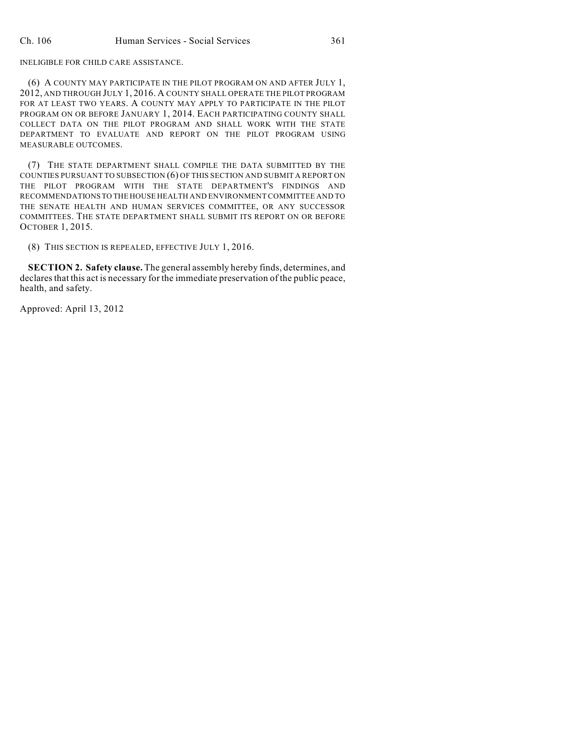INELIGIBLE FOR CHILD CARE ASSISTANCE.

(6) A COUNTY MAY PARTICIPATE IN THE PILOT PROGRAM ON AND AFTER JULY 1, 2012, AND THROUGH JULY 1, 2016. A COUNTY SHALL OPERATE THE PILOT PROGRAM FOR AT LEAST TWO YEARS. A COUNTY MAY APPLY TO PARTICIPATE IN THE PILOT PROGRAM ON OR BEFORE JANUARY 1, 2014. EACH PARTICIPATING COUNTY SHALL COLLECT DATA ON THE PILOT PROGRAM AND SHALL WORK WITH THE STATE DEPARTMENT TO EVALUATE AND REPORT ON THE PILOT PROGRAM USING MEASURABLE OUTCOMES.

(7) THE STATE DEPARTMENT SHALL COMPILE THE DATA SUBMITTED BY THE COUNTIES PURSUANT TO SUBSECTION (6) OF THIS SECTION AND SUBMIT A REPORT ON THE PILOT PROGRAM WITH THE STATE DEPARTMENT'S FINDINGS AND RECOMMENDATIONS TO THE HOUSE HEALTH AND ENVIRONMENT COMMITTEE AND TO THE SENATE HEALTH AND HUMAN SERVICES COMMITTEE, OR ANY SUCCESSOR COMMITTEES. THE STATE DEPARTMENT SHALL SUBMIT ITS REPORT ON OR BEFORE OCTOBER 1, 2015.

(8) THIS SECTION IS REPEALED, EFFECTIVE JULY 1, 2016.

**SECTION 2. Safety clause.** The general assembly hereby finds, determines, and declares that this act is necessary for the immediate preservation of the public peace, health, and safety.

Approved: April 13, 2012